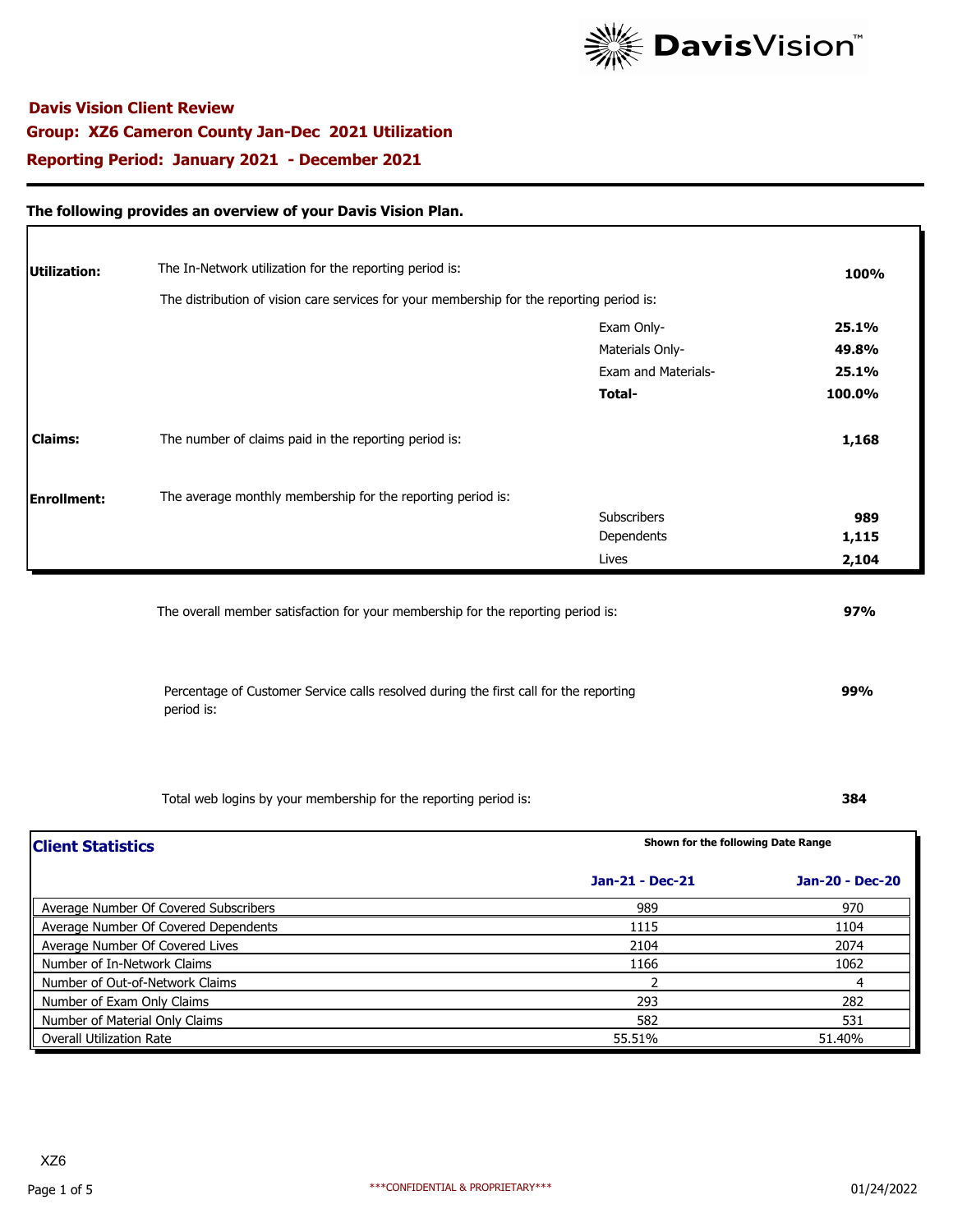DavisVision™

## Davis Vision Client Review

## Group: XZ6 Cameron County Jan-Dec 2021 Utilization

## Reporting Period: January 2021 - December 2021

**The following provides an overview of your Davis Vision Plan.**

| | | | |
|---|---|---|---|
| **Utilization:** | The In-Network utilization for the reporting period is: | | **100%** |
| | The distribution of vision care services for your membership for the reporting period is: | | |
| | | Exam Only- | **25.1%** |
| | | Materials Only- | **49.8%** |
| | | Exam and Materials- | **25.1%** |
| | | **Total-** | **100.0%** |
| **Claims:** | The number of claims paid in the reporting period is: | | **1,168** |
| **Enrollment:** | The average monthly membership for the reporting period is: | | |
| | | Subscribers | **989** |
| | | Dependents | **1,115** |
| | | Lives | **2,104** |

The overall member satisfaction for your membership for the reporting period is: **97%**

Percentage of Customer Service calls resolved during the first call for the reporting period is: **99%**

Total web logins by your membership for the reporting period is: **384**

### Client Statistics

Shown for the following Date Range

| | Jan-21 - Dec-21 | Jan-20 - Dec-20 |
|---|---|---|
| Average Number Of Covered Subscribers | 989 | 970 |
| Average Number Of Covered Dependents | 1115 | 1104 |
| Average Number Of Covered Lives | 2104 | 2074 |
| Number of In-Network Claims | 1166 | 1062 |
| Number of Out-of-Network Claims | 2 | 4 |
| Number of Exam Only Claims | 293 | 282 |
| Number of Material Only Claims | 582 | 531 |
| Overall Utilization Rate | 55.51% | 51.40% |

XZ6

***CONFIDENTIAL & PROPRIETARY***

01/24/2022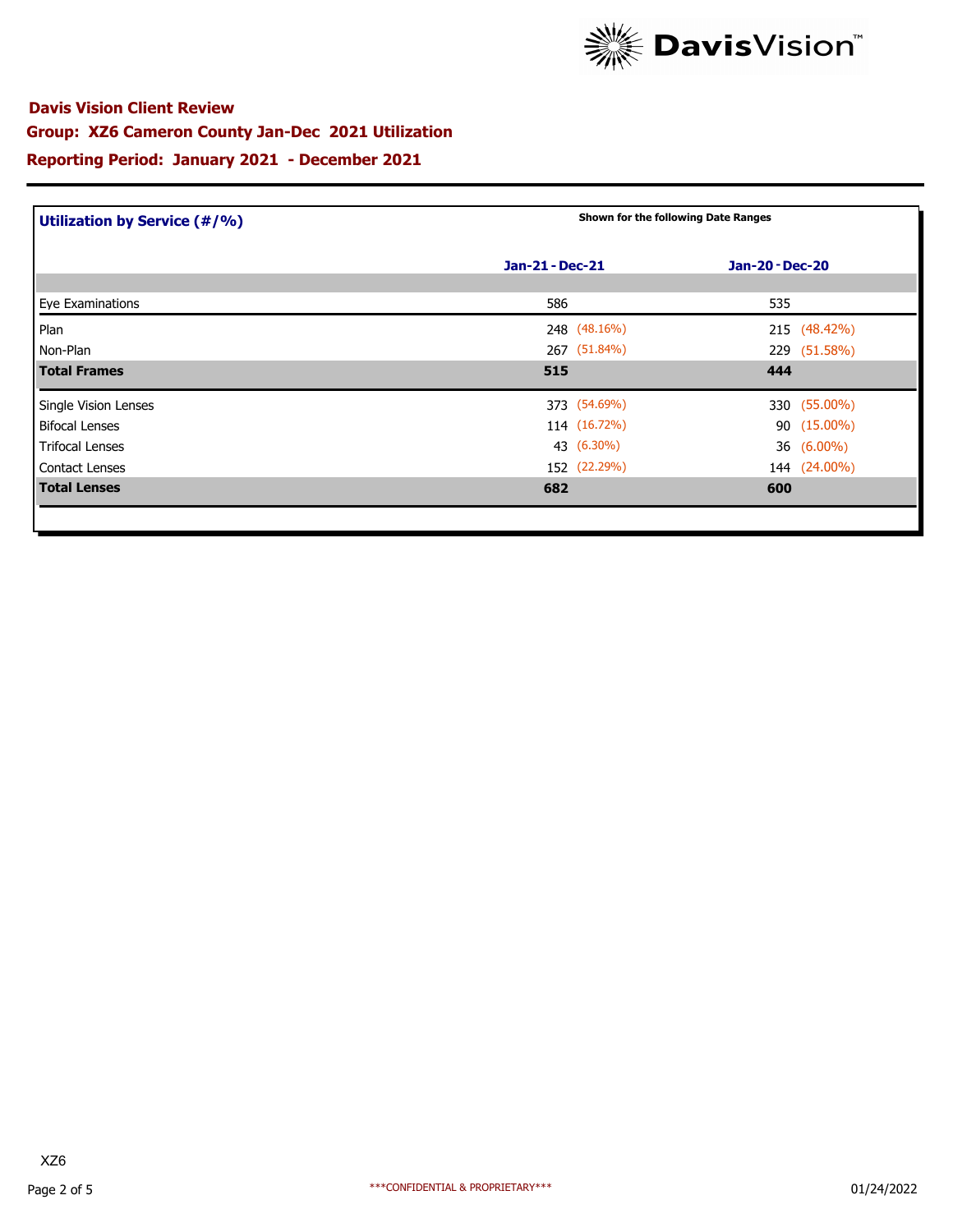## Davis Vision Client Review

### Group: XZ6 Cameron County Jan-Dec 2021 Utilization

### Reporting Period: January 2021 - December 2021

**Utilization by Service (#/%)**

Shown for the following Date Ranges

| | Jan-21 - Dec-21 | Jan-20 - Dec-20 |
|---|---|---|
| Eye Examinations | 586 | 535 |
| Plan | 248 (48.16%) | 215 (48.42%) |
| Non-Plan | 267 (51.84%) | 229 (51.58%) |
| **Total Frames** | **515** | **444** |
| Single Vision Lenses | 373 (54.69%) | 330 (55.00%) |
| Bifocal Lenses | 114 (16.72%) | 90 (15.00%) |
| Trifocal Lenses | 43 (6.30%) | 36 (6.00%) |
| Contact Lenses | 152 (22.29%) | 144 (24.00%) |
| **Total Lenses** | **682** | **600** |

XZ6

***CONFIDENTIAL & PROPRIETARY***

01/24/2022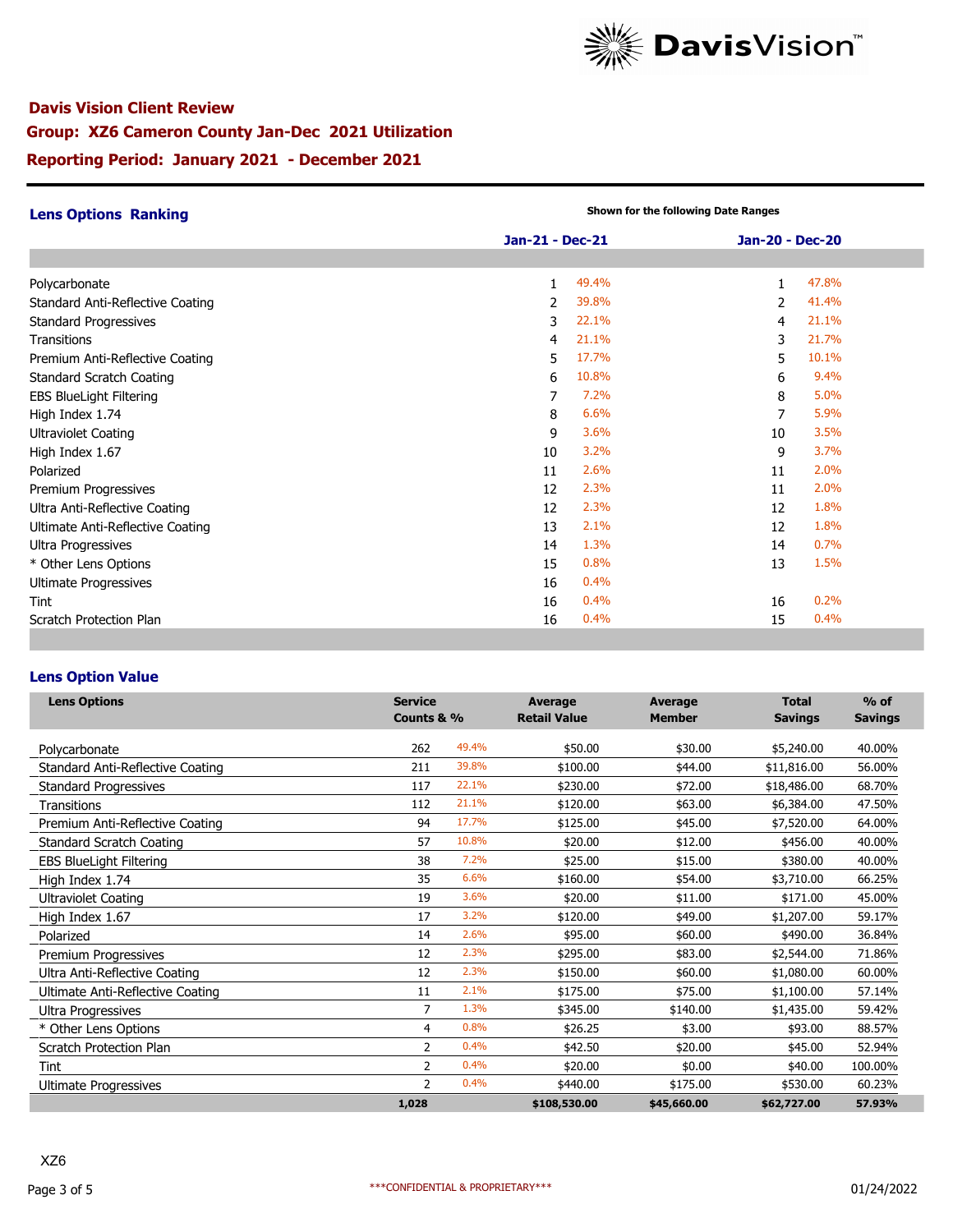**Davis Vision Client Review**

**Group: XZ6 Cameron County Jan-Dec 2021 Utilization**

**Reporting Period: January 2021 - December 2021**

## Lens Options Ranking

Shown for the following Date Ranges

| | Jan-21 - Dec-21 | | Jan-20 - Dec-20 | |
|---|---|---|---|---|
| Polycarbonate | 1 | 49.4% | 1 | 47.8% |
| Standard Anti-Reflective Coating | 2 | 39.8% | 2 | 41.4% |
| Standard Progressives | 3 | 22.1% | 4 | 21.1% |
| Transitions | 4 | 21.1% | 3 | 21.7% |
| Premium Anti-Reflective Coating | 5 | 17.7% | 5 | 10.1% |
| Standard Scratch Coating | 6 | 10.8% | 6 | 9.4% |
| EBS BlueLight Filtering | 7 | 7.2% | 8 | 5.0% |
| High Index 1.74 | 8 | 6.6% | 7 | 5.9% |
| Ultraviolet Coating | 9 | 3.6% | 10 | 3.5% |
| High Index 1.67 | 10 | 3.2% | 9 | 3.7% |
| Polarized | 11 | 2.6% | 11 | 2.0% |
| Premium Progressives | 12 | 2.3% | 11 | 2.0% |
| Ultra Anti-Reflective Coating | 12 | 2.3% | 12 | 1.8% |
| Ultimate Anti-Reflective Coating | 13 | 2.1% | 12 | 1.8% |
| Ultra Progressives | 14 | 1.3% | 14 | 0.7% |
| * Other Lens Options | 15 | 0.8% | 13 | 1.5% |
| Ultimate Progressives | 16 | 0.4% | | |
| Tint | 16 | 0.4% | 16 | 0.2% |
| Scratch Protection Plan | 16 | 0.4% | 15 | 0.4% |

## Lens Option Value

| Lens Options | Service Counts & % | | Average Retail Value | Average Member | Total Savings | % of Savings |
|---|---|---|---|---|---|---|
| Polycarbonate | 262 | 49.4% | $50.00 | $30.00 | $5,240.00 | 40.00% |
| Standard Anti-Reflective Coating | 211 | 39.8% | $100.00 | $44.00 | $11,816.00 | 56.00% |
| Standard Progressives | 117 | 22.1% | $230.00 | $72.00 | $18,486.00 | 68.70% |
| Transitions | 112 | 21.1% | $120.00 | $63.00 | $6,384.00 | 47.50% |
| Premium Anti-Reflective Coating | 94 | 17.7% | $125.00 | $45.00 | $7,520.00 | 64.00% |
| Standard Scratch Coating | 57 | 10.8% | $20.00 | $12.00 | $456.00 | 40.00% |
| EBS BlueLight Filtering | 38 | 7.2% | $25.00 | $15.00 | $380.00 | 40.00% |
| High Index 1.74 | 35 | 6.6% | $160.00 | $54.00 | $3,710.00 | 66.25% |
| Ultraviolet Coating | 19 | 3.6% | $20.00 | $11.00 | $171.00 | 45.00% |
| High Index 1.67 | 17 | 3.2% | $120.00 | $49.00 | $1,207.00 | 59.17% |
| Polarized | 14 | 2.6% | $95.00 | $60.00 | $490.00 | 36.84% |
| Premium Progressives | 12 | 2.3% | $295.00 | $83.00 | $2,544.00 | 71.86% |
| Ultra Anti-Reflective Coating | 12 | 2.3% | $150.00 | $60.00 | $1,080.00 | 60.00% |
| Ultimate Anti-Reflective Coating | 11 | 2.1% | $175.00 | $75.00 | $1,100.00 | 57.14% |
| Ultra Progressives | 7 | 1.3% | $345.00 | $140.00 | $1,435.00 | 59.42% |
| * Other Lens Options | 4 | 0.8% | $26.25 | $3.00 | $93.00 | 88.57% |
| Scratch Protection Plan | 2 | 0.4% | $42.50 | $20.00 | $45.00 | 52.94% |
| Tint | 2 | 0.4% | $20.00 | $0.00 | $40.00 | 100.00% |
| Ultimate Progressives | 2 | 0.4% | $440.00 | $175.00 | $530.00 | 60.23% |
| | **1,028** | | **$108,530.00** | **$45,660.00** | **$62,727.00** | **57.93%** |

XZ6

***CONFIDENTIAL & PROPRIETARY***

01/24/2022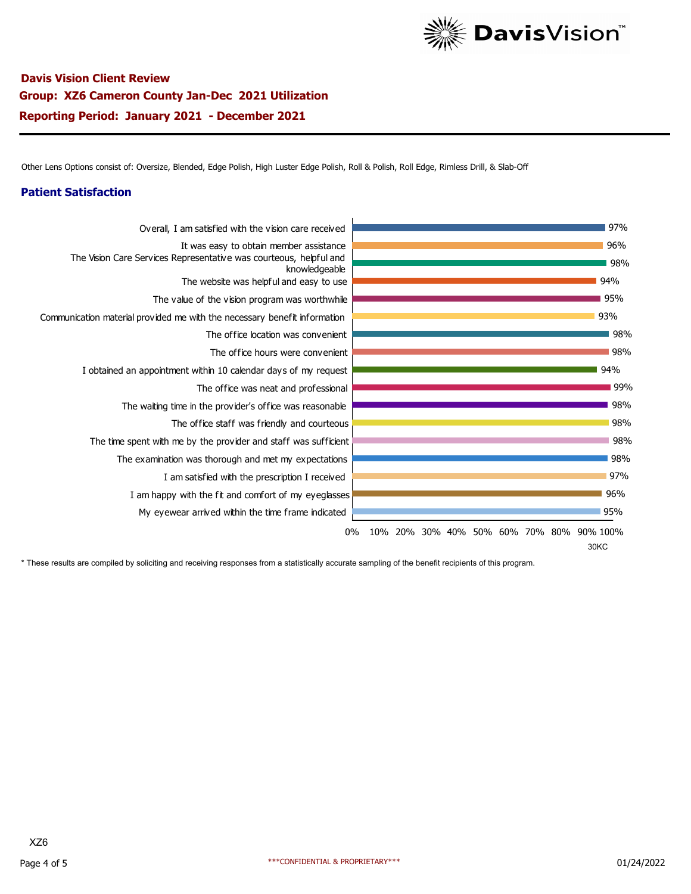**Davis Vision Client Review**

**Group: XZ6 Cameron County Jan-Dec 2021 Utilization**

**Reporting Period: January 2021 - December 2021**

Other Lens Options consist of: Oversize, Blended, Edge Polish, High Luster Edge Polish, Roll & Polish, Roll Edge, Rimless Drill, & Slab-Off

## Patient Satisfaction

| Survey Item | Result |
|---|---|
| Overall, I am satisfied with the vision care received | 97% |
| It was easy to obtain member assistance | 96% |
| The Vision Care Services Representative was courteous, helpful and knowledgeable | 98% |
| The website was helpful and easy to use | 94% |
| The value of the vision program was worthwhile | 95% |
| Communication material provided me with the necessary benefit information | 93% |
| The office location was convenient | 98% |
| The office hours were convenient | 98% |
| I obtained an appointment within 10 calendar days of my request | 94% |
| The office was neat and professional | 99% |
| The waiting time in the provider's office was reasonable | 98% |
| The office staff was friendly and courteous | 98% |
| The time spent with me by the provider and staff was sufficient | 98% |
| The examination was thorough and met my expectations | 98% |
| I am satisfied with the prescription I received | 97% |
| I am happy with the fit and comfort of my eyeglasses | 96% |
| My eyewear arrived within the time frame indicated | 95% |

30KC

* These results are compiled by soliciting and receiving responses from a statistically accurate sampling of the benefit recipients of this program.

XZ6

***CONFIDENTIAL & PROPRIETARY***

01/24/2022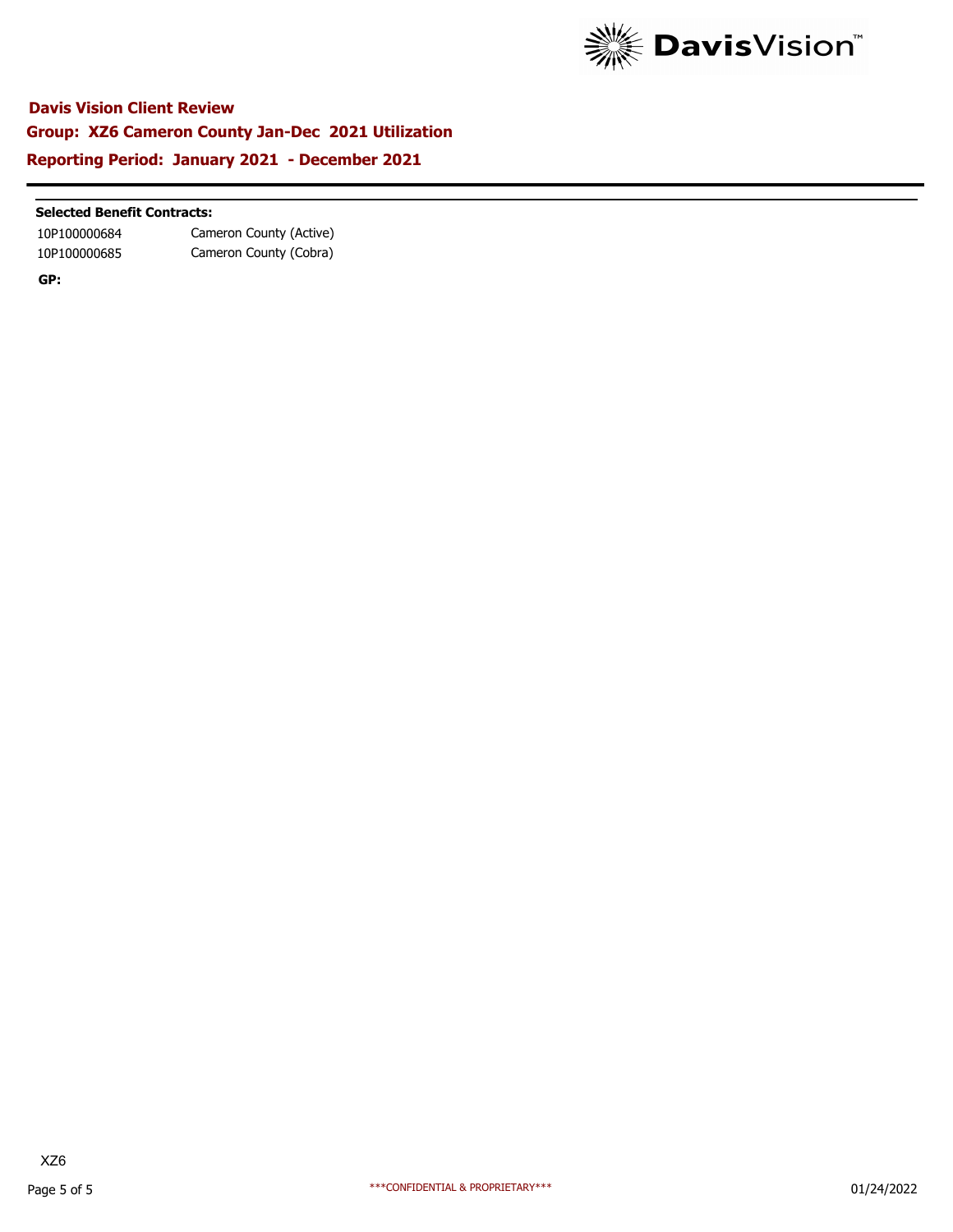## Davis Vision Client Review

### Group: XZ6 Cameron County Jan-Dec 2021 Utilization

### Reporting Period: January 2021 - December 2021

**Selected Benefit Contracts:**

| | |
|---|---|
| 10P100000684 | Cameron County (Active) |
| 10P100000685 | Cameron County (Cobra) |

**GP:**

XZ6

***CONFIDENTIAL & PROPRIETARY***

01/24/2022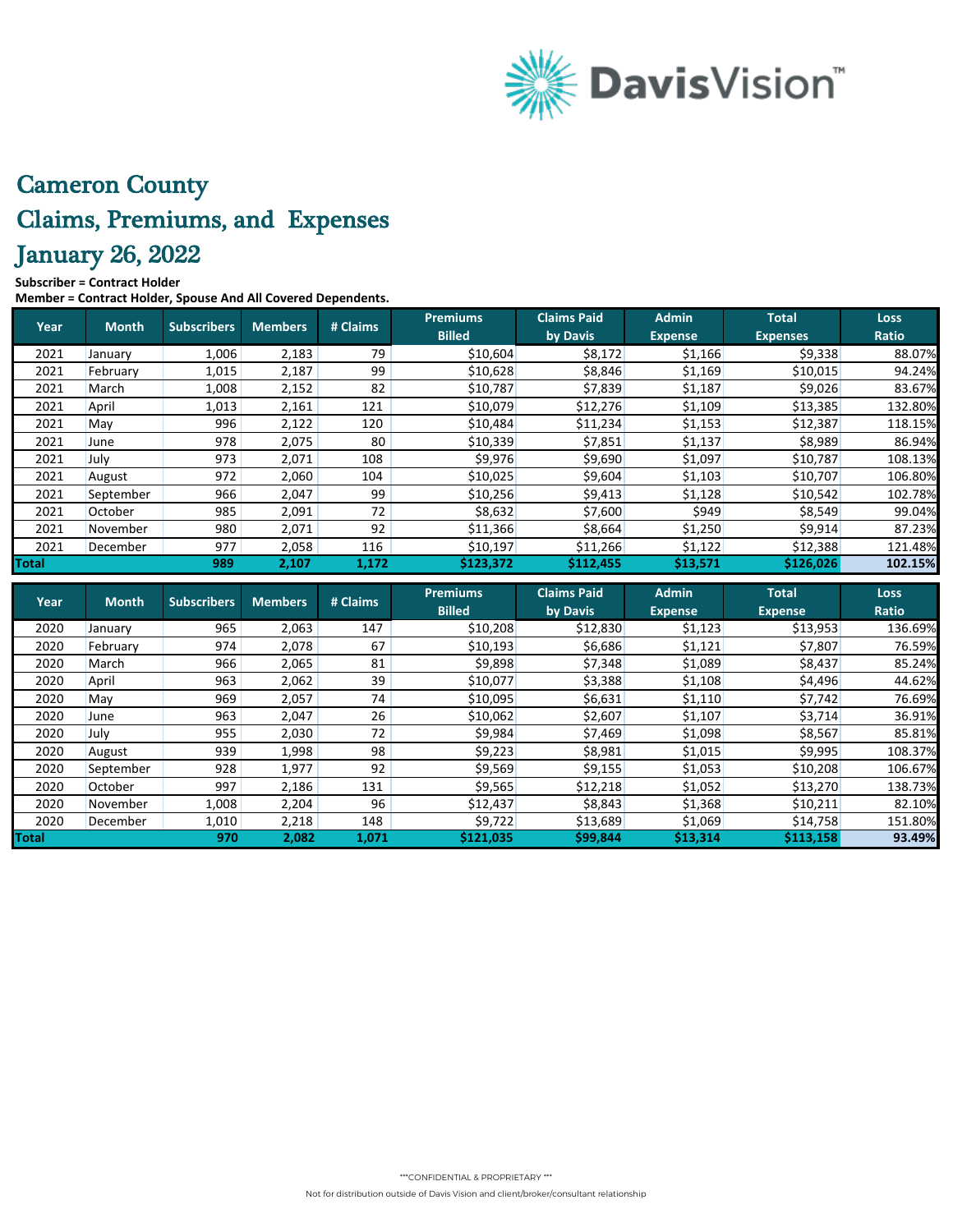# Cameron County

# Claims, Premiums, and Expenses

# January 26, 2022

**Subscriber = Contract Holder**
**Member = Contract Holder, Spouse And All Covered Dependents.**

| Year | Month | Subscribers | Members | # Claims | Premiums Billed | Claims Paid by Davis | Admin Expense | Total Expenses | Loss Ratio |
|---|---|---|---|---|---|---|---|---|---|
| 2021 | January | 1,006 | 2,183 | 79 | $10,604 | $8,172 | $1,166 | $9,338 | 88.07% |
| 2021 | February | 1,015 | 2,187 | 99 | $10,628 | $8,846 | $1,169 | $10,015 | 94.24% |
| 2021 | March | 1,008 | 2,152 | 82 | $10,787 | $7,839 | $1,187 | $9,026 | 83.67% |
| 2021 | April | 1,013 | 2,161 | 121 | $10,079 | $12,276 | $1,109 | $13,385 | 132.80% |
| 2021 | May | 996 | 2,122 | 120 | $10,484 | $11,234 | $1,153 | $12,387 | 118.15% |
| 2021 | June | 978 | 2,075 | 80 | $10,339 | $7,851 | $1,137 | $8,989 | 86.94% |
| 2021 | July | 973 | 2,071 | 108 | $9,976 | $9,690 | $1,097 | $10,787 | 108.13% |
| 2021 | August | 972 | 2,060 | 104 | $10,025 | $9,604 | $1,103 | $10,707 | 106.80% |
| 2021 | September | 966 | 2,047 | 99 | $10,256 | $9,413 | $1,128 | $10,542 | 102.78% |
| 2021 | October | 985 | 2,091 | 72 | $8,632 | $7,600 | $949 | $8,549 | 99.04% |
| 2021 | November | 980 | 2,071 | 92 | $11,366 | $8,664 | $1,250 | $9,914 | 87.23% |
| 2021 | December | 977 | 2,058 | 116 | $10,197 | $11,266 | $1,122 | $12,388 | 121.48% |
| **Total** | | **989** | **2,107** | **1,172** | **$123,372** | **$112,455** | **$13,571** | **$126,026** | **102.15%** |

| Year | Month | Subscribers | Members | # Claims | Premiums Billed | Claims Paid by Davis | Admin Expense | Total Expense | Loss Ratio |
|---|---|---|---|---|---|---|---|---|---|
| 2020 | January | 965 | 2,063 | 147 | $10,208 | $12,830 | $1,123 | $13,953 | 136.69% |
| 2020 | February | 974 | 2,078 | 67 | $10,193 | $6,686 | $1,121 | $7,807 | 76.59% |
| 2020 | March | 966 | 2,065 | 81 | $9,898 | $7,348 | $1,089 | $8,437 | 85.24% |
| 2020 | April | 963 | 2,062 | 39 | $10,077 | $3,388 | $1,108 | $4,496 | 44.62% |
| 2020 | May | 969 | 2,057 | 74 | $10,095 | $6,631 | $1,110 | $7,742 | 76.69% |
| 2020 | June | 963 | 2,047 | 26 | $10,062 | $2,607 | $1,107 | $3,714 | 36.91% |
| 2020 | July | 955 | 2,030 | 72 | $9,984 | $7,469 | $1,098 | $8,567 | 85.81% |
| 2020 | August | 939 | 1,998 | 98 | $9,223 | $8,981 | $1,015 | $9,995 | 108.37% |
| 2020 | September | 928 | 1,977 | 92 | $9,569 | $9,155 | $1,053 | $10,208 | 106.67% |
| 2020 | October | 997 | 2,186 | 131 | $9,565 | $12,218 | $1,052 | $13,270 | 138.73% |
| 2020 | November | 1,008 | 2,204 | 96 | $12,437 | $8,843 | $1,368 | $10,211 | 82.10% |
| 2020 | December | 1,010 | 2,218 | 148 | $9,722 | $13,689 | $1,069 | $14,758 | 151.80% |
| **Total** | | **970** | **2,082** | **1,071** | **$121,035** | **$99,844** | **$13,314** | **$113,158** | **93.49%** |

***CONFIDENTIAL & PROPRIETARY ***

Not for distribution outside of Davis Vision and client/broker/consultant relationship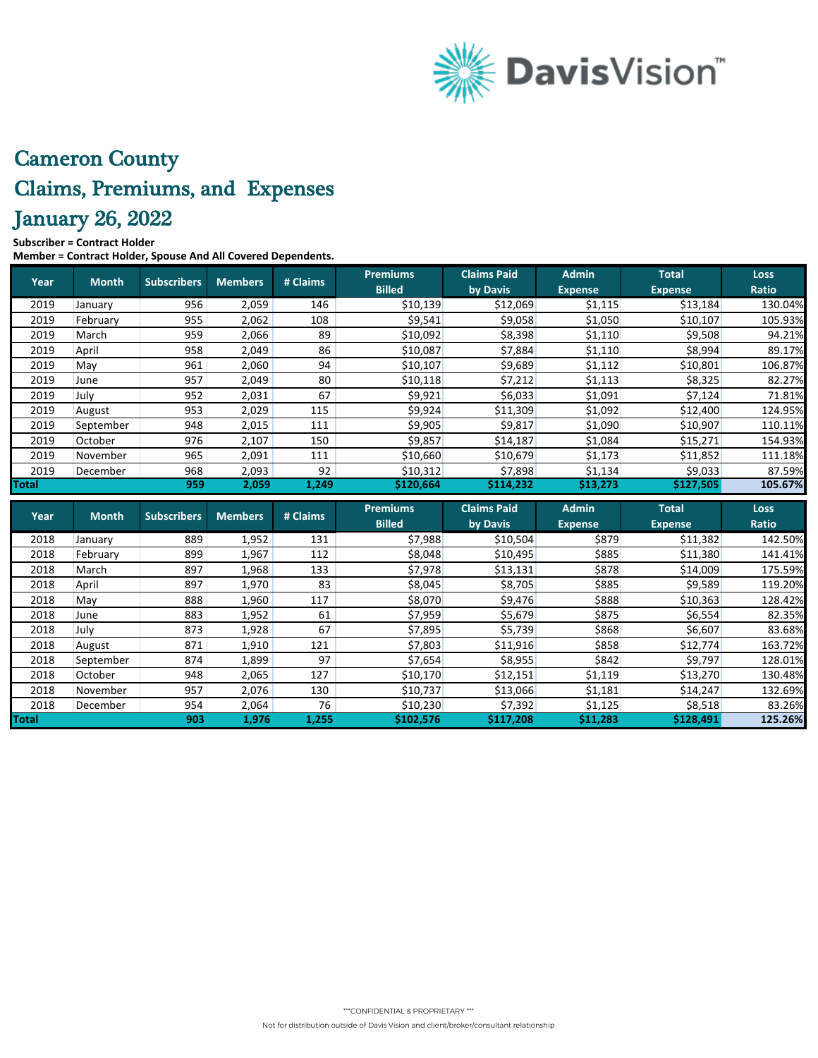# Cameron County

# Claims, Premiums, and Expenses

# January 26, 2022

**Subscriber = Contract Holder**
**Member = Contract Holder, Spouse And All Covered Dependents.**

| Year | Month | Subscribers | Members | # Claims | Premiums Billed | Claims Paid by Davis | Admin Expense | Total Expense | Loss Ratio |
|---|---|---|---|---|---|---|---|---|---|
| 2019 | January | 956 | 2,059 | 146 | $10,139 | $12,069 | $1,115 | $13,184 | 130.04% |
| 2019 | February | 955 | 2,062 | 108 | $9,541 | $9,058 | $1,050 | $10,107 | 105.93% |
| 2019 | March | 959 | 2,066 | 89 | $10,092 | $8,398 | $1,110 | $9,508 | 94.21% |
| 2019 | April | 958 | 2,049 | 86 | $10,087 | $7,884 | $1,110 | $8,994 | 89.17% |
| 2019 | May | 961 | 2,060 | 94 | $10,107 | $9,689 | $1,112 | $10,801 | 106.87% |
| 2019 | June | 957 | 2,049 | 80 | $10,118 | $7,212 | $1,113 | $8,325 | 82.27% |
| 2019 | July | 952 | 2,031 | 67 | $9,921 | $6,033 | $1,091 | $7,124 | 71.81% |
| 2019 | August | 953 | 2,029 | 115 | $9,924 | $11,309 | $1,092 | $12,400 | 124.95% |
| 2019 | September | 948 | 2,015 | 111 | $9,905 | $9,817 | $1,090 | $10,907 | 110.11% |
| 2019 | October | 976 | 2,107 | 150 | $9,857 | $14,187 | $1,084 | $15,271 | 154.93% |
| 2019 | November | 965 | 2,091 | 111 | $10,660 | $10,679 | $1,173 | $11,852 | 111.18% |
| 2019 | December | 968 | 2,093 | 92 | $10,312 | $7,898 | $1,134 | $9,033 | 87.59% |
| **Total** | | **959** | **2,059** | **1,249** | **$120,664** | **$114,232** | **$13,273** | **$127,505** | **105.67%** |

| Year | Month | Subscribers | Members | # Claims | Premiums Billed | Claims Paid by Davis | Admin Expense | Total Expense | Loss Ratio |
|---|---|---|---|---|---|---|---|---|---|
| 2018 | January | 889 | 1,952 | 131 | $7,988 | $10,504 | $879 | $11,382 | 142.50% |
| 2018 | February | 899 | 1,967 | 112 | $8,048 | $10,495 | $885 | $11,380 | 141.41% |
| 2018 | March | 897 | 1,968 | 133 | $7,978 | $13,131 | $878 | $14,009 | 175.59% |
| 2018 | April | 897 | 1,970 | 83 | $8,045 | $8,705 | $885 | $9,589 | 119.20% |
| 2018 | May | 888 | 1,960 | 117 | $8,070 | $9,476 | $888 | $10,363 | 128.42% |
| 2018 | June | 883 | 1,952 | 61 | $7,959 | $5,679 | $875 | $6,554 | 82.35% |
| 2018 | July | 873 | 1,928 | 67 | $7,895 | $5,739 | $868 | $6,607 | 83.68% |
| 2018 | August | 871 | 1,910 | 121 | $7,803 | $11,916 | $858 | $12,774 | 163.72% |
| 2018 | September | 874 | 1,899 | 97 | $7,654 | $8,955 | $842 | $9,797 | 128.01% |
| 2018 | October | 948 | 2,065 | 127 | $10,170 | $12,151 | $1,119 | $13,270 | 130.48% |
| 2018 | November | 957 | 2,076 | 130 | $10,737 | $13,066 | $1,181 | $14,247 | 132.69% |
| 2018 | December | 954 | 2,064 | 76 | $10,230 | $7,392 | $1,125 | $8,518 | 83.26% |
| **Total** | | **903** | **1,976** | **1,255** | **$102,576** | **$117,208** | **$11,283** | **$128,491** | **125.26%** |

***CONFIDENTIAL & PROPRIETARY ***

Not for distribution outside of Davis Vision and client/broker/consultant relationship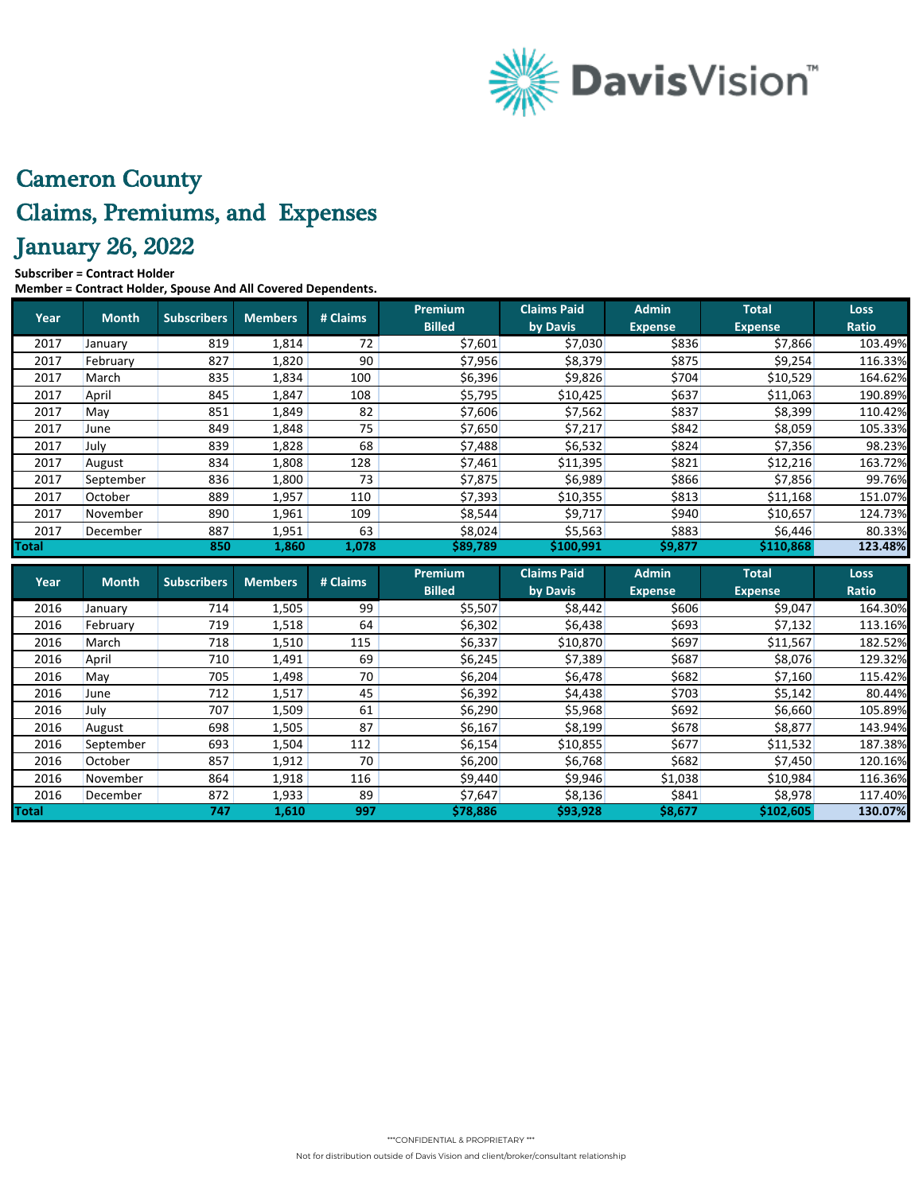DavisVision™

# Cameron County
# Claims, Premiums, and Expenses
# January 26, 2022

**Subscriber = Contract Holder**
**Member = Contract Holder, Spouse And All Covered Dependents.**

| Year | Month | Subscribers | Members | # Claims | Premium Billed | Claims Paid by Davis | Admin Expense | Total Expense | Loss Ratio |
|---|---|---|---|---|---|---|---|---|---|
| 2017 | January | 819 | 1,814 | 72 | $7,601 | $7,030 | $836 | $7,866 | 103.49% |
| 2017 | February | 827 | 1,820 | 90 | $7,956 | $8,379 | $875 | $9,254 | 116.33% |
| 2017 | March | 835 | 1,834 | 100 | $6,396 | $9,826 | $704 | $10,529 | 164.62% |
| 2017 | April | 845 | 1,847 | 108 | $5,795 | $10,425 | $637 | $11,063 | 190.89% |
| 2017 | May | 851 | 1,849 | 82 | $7,606 | $7,562 | $837 | $8,399 | 110.42% |
| 2017 | June | 849 | 1,848 | 75 | $7,650 | $7,217 | $842 | $8,059 | 105.33% |
| 2017 | July | 839 | 1,828 | 68 | $7,488 | $6,532 | $824 | $7,356 | 98.23% |
| 2017 | August | 834 | 1,808 | 128 | $7,461 | $11,395 | $821 | $12,216 | 163.72% |
| 2017 | September | 836 | 1,800 | 73 | $7,875 | $6,989 | $866 | $7,856 | 99.76% |
| 2017 | October | 889 | 1,957 | 110 | $7,393 | $10,355 | $813 | $11,168 | 151.07% |
| 2017 | November | 890 | 1,961 | 109 | $8,544 | $9,717 | $940 | $10,657 | 124.73% |
| 2017 | December | 887 | 1,951 | 63 | $8,024 | $5,563 | $883 | $6,446 | 80.33% |
| **Total** | | **850** | **1,860** | **1,078** | **$89,789** | **$100,991** | **$9,877** | **$110,868** | **123.48%** |

| Year | Month | Subscribers | Members | # Claims | Premium Billed | Claims Paid by Davis | Admin Expense | Total Expense | Loss Ratio |
|---|---|---|---|---|---|---|---|---|---|
| 2016 | January | 714 | 1,505 | 99 | $5,507 | $8,442 | $606 | $9,047 | 164.30% |
| 2016 | February | 719 | 1,518 | 64 | $6,302 | $6,438 | $693 | $7,132 | 113.16% |
| 2016 | March | 718 | 1,510 | 115 | $6,337 | $10,870 | $697 | $11,567 | 182.52% |
| 2016 | April | 710 | 1,491 | 69 | $6,245 | $7,389 | $687 | $8,076 | 129.32% |
| 2016 | May | 705 | 1,498 | 70 | $6,204 | $6,478 | $682 | $7,160 | 115.42% |
| 2016 | June | 712 | 1,517 | 45 | $6,392 | $4,438 | $703 | $5,142 | 80.44% |
| 2016 | July | 707 | 1,509 | 61 | $6,290 | $5,968 | $692 | $6,660 | 105.89% |
| 2016 | August | 698 | 1,505 | 87 | $6,167 | $8,199 | $678 | $8,877 | 143.94% |
| 2016 | September | 693 | 1,504 | 112 | $6,154 | $10,855 | $677 | $11,532 | 187.38% |
| 2016 | October | 857 | 1,912 | 70 | $6,200 | $6,768 | $682 | $7,450 | 120.16% |
| 2016 | November | 864 | 1,918 | 116 | $9,440 | $9,946 | $1,038 | $10,984 | 116.36% |
| 2016 | December | 872 | 1,933 | 89 | $7,647 | $8,136 | $841 | $8,978 | 117.40% |
| **Total** | | **747** | **1,610** | **997** | **$78,886** | **$93,928** | **$8,677** | **$102,605** | **130.07%** |

***CONFIDENTIAL & PROPRIETARY ***

Not for distribution outside of Davis Vision and client/broker/consultant relationship